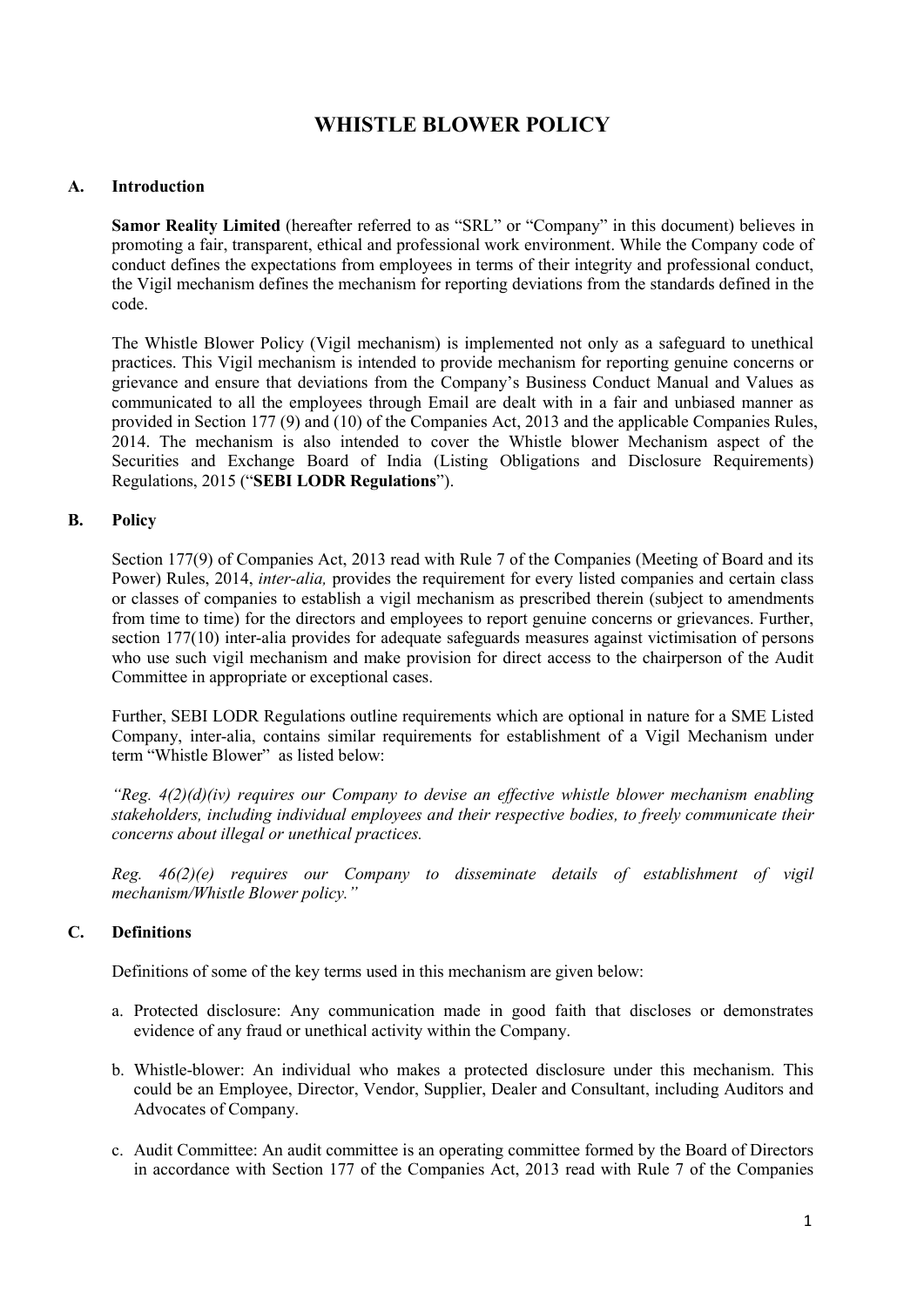# WHISTLE BLOWER POLICY

## A. Introduction

**Samor Reality Limited** (hereafter referred to as "SRL" or "Company" in this document) believes in promoting a fair, transparent, ethical and professional work environment. While the Company code of conduct defines the expectations from employees in terms of their integrity and professional conduct, the Vigil mechanism defines the mechanism for reporting deviations from the standards defined in the code.

The Whistle Blower Policy (Vigil mechanism) is implemented not only as a safeguard to unethical practices. This Vigil mechanism is intended to provide mechanism for reporting genuine concerns or grievance and ensure that deviations from the Company's Business Conduct Manual and Values as communicated to all the employees through Email are dealt with in a fair and unbiased manner as provided in Section 177 (9) and (10) of the Companies Act, 2013 and the applicable Companies Rules, 2014. The mechanism is also intended to cover the Whistle blower Mechanism aspect of the Securities and Exchange Board of India (Listing Obligations and Disclosure Requirements) Regulations, 2015 ("**SEBI LODR Regulations**").

## B. Policy

Section 177(9) of Companies Act, 2013 read with Rule 7 of the Companies (Meeting of Board and its Power) Rules, 2014, *inter-alia,* provides the requirement for every listed companies and certain class or classes of companies to establish a vigil mechanism as prescribed therein (subject to amendments from time to time) for the directors and employees to report genuine concerns or grievances. Further, section 177(10) inter-alia provides for adequate safeguards measures against victimisation of persons who use such vigil mechanism and make provision for direct access to the chairperson of the Audit Committee in appropriate or exceptional cases.

Further, SEBI LODR Regulations outline requirements which are optional in nature for a SME Listed Company, inter-alia, contains similar requirements for establishment of a Vigil Mechanism under term "Whistle Blower" as listed below:

*"Reg. 4(2)(d)(iv) requires our Company to devise an effective whistle blower mechanism enabling stakeholders, including individual employees and their respective bodies, to freely communicate their concerns about illegal or unethical practices.*

*Reg. 46(2)(e) requires our Company to disseminate details of establishment of vigil mechanism/Whistle Blower policy."*

## C. Definitions

Definitions of some of the key terms used in this mechanism are given below:

a. Protected disclosure: Any communication made in good faith that discloses or demonstrates evidence of any fraud or unethical activity within the Company.

b. Whistle-blower: An individual who makes a protected disclosure under this mechanism. This could be an Employee, Director, Vendor, Supplier, Dealer and Consultant, including Auditors and Advocates of Company.

c. Audit Committee: An audit committee is an operating committee formed by the Board of Directors in accordance with Section 177 of the Companies Act, 2013 read with Rule 7 of the Companies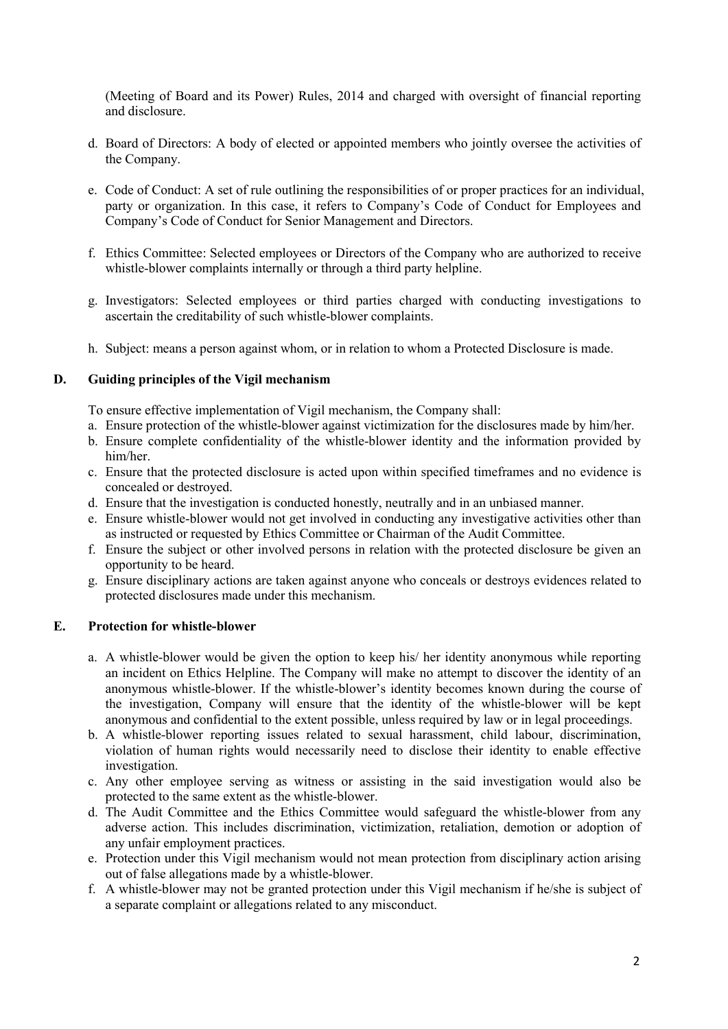(Meeting of Board and its Power) Rules, 2014 and charged with oversight of financial reporting and disclosure.

d. Board of Directors: A body of elected or appointed members who jointly oversee the activities of the Company.

e. Code of Conduct: A set of rule outlining the responsibilities of or proper practices for an individual, party or organization. In this case, it refers to Company's Code of Conduct for Employees and Company's Code of Conduct for Senior Management and Directors.

f. Ethics Committee: Selected employees or Directors of the Company who are authorized to receive whistle-blower complaints internally or through a third party helpline.

g. Investigators: Selected employees or third parties charged with conducting investigations to ascertain the creditability of such whistle-blower complaints.

h. Subject: means a person against whom, or in relation to whom a Protected Disclosure is made.

## D. Guiding principles of the Vigil mechanism

To ensure effective implementation of Vigil mechanism, the Company shall:

a. Ensure protection of the whistle-blower against victimization for the disclosures made by him/her.
b. Ensure complete confidentiality of the whistle-blower identity and the information provided by him/her.
c. Ensure that the protected disclosure is acted upon within specified timeframes and no evidence is concealed or destroyed.
d. Ensure that the investigation is conducted honestly, neutrally and in an unbiased manner.
e. Ensure whistle-blower would not get involved in conducting any investigative activities other than as instructed or requested by Ethics Committee or Chairman of the Audit Committee.
f. Ensure the subject or other involved persons in relation with the protected disclosure be given an opportunity to be heard.
g. Ensure disciplinary actions are taken against anyone who conceals or destroys evidences related to protected disclosures made under this mechanism.

## E. Protection for whistle-blower

a. A whistle-blower would be given the option to keep his/ her identity anonymous while reporting an incident on Ethics Helpline. The Company will make no attempt to discover the identity of an anonymous whistle-blower. If the whistle-blower's identity becomes known during the course of the investigation, Company will ensure that the identity of the whistle-blower will be kept anonymous and confidential to the extent possible, unless required by law or in legal proceedings.
b. A whistle-blower reporting issues related to sexual harassment, child labour, discrimination, violation of human rights would necessarily need to disclose their identity to enable effective investigation.
c. Any other employee serving as witness or assisting in the said investigation would also be protected to the same extent as the whistle-blower.
d. The Audit Committee and the Ethics Committee would safeguard the whistle-blower from any adverse action. This includes discrimination, victimization, retaliation, demotion or adoption of any unfair employment practices.
e. Protection under this Vigil mechanism would not mean protection from disciplinary action arising out of false allegations made by a whistle-blower.
f. A whistle-blower may not be granted protection under this Vigil mechanism if he/she is subject of a separate complaint or allegations related to any misconduct.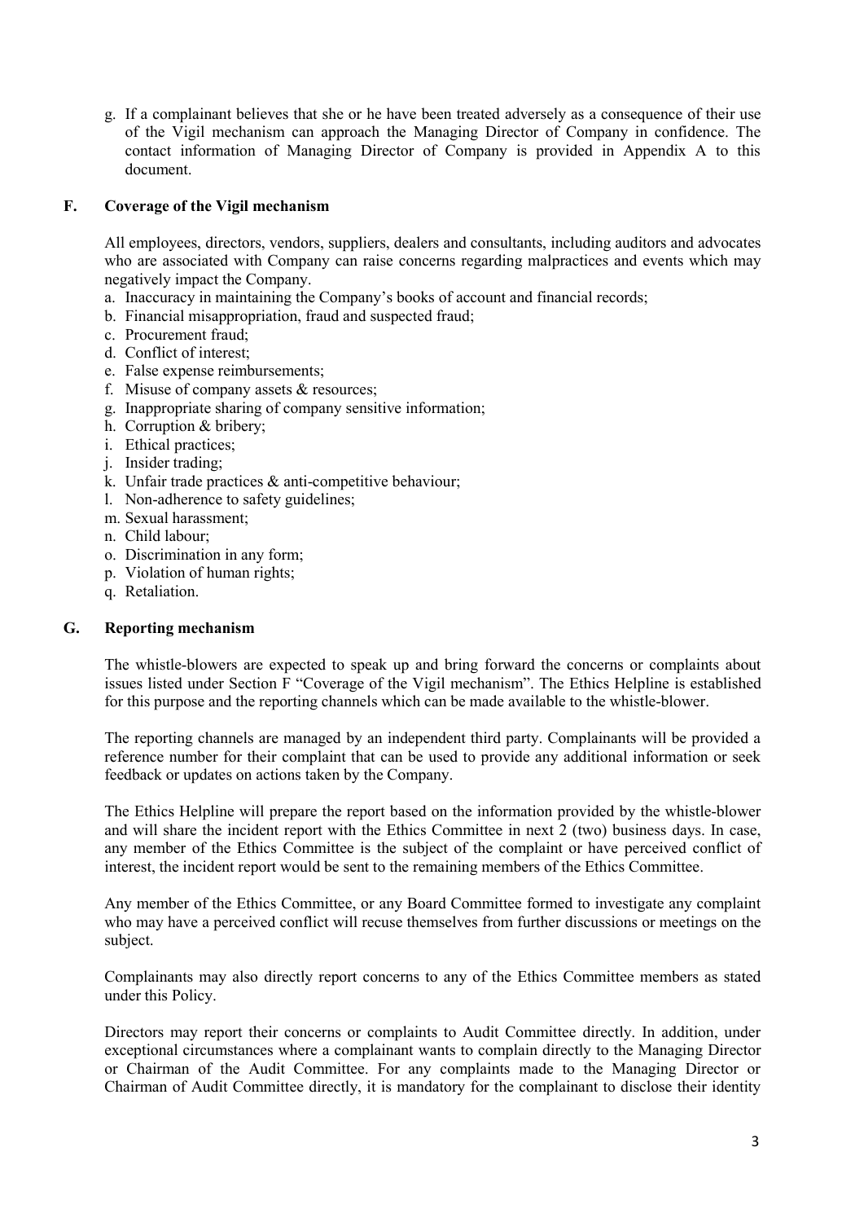g. If a complainant believes that she or he have been treated adversely as a consequence of their use of the Vigil mechanism can approach the Managing Director of Company in confidence. The contact information of Managing Director of Company is provided in Appendix A to this document.

## F. Coverage of the Vigil mechanism

All employees, directors, vendors, suppliers, dealers and consultants, including auditors and advocates who are associated with Company can raise concerns regarding malpractices and events which may negatively impact the Company.

a. Inaccuracy in maintaining the Company's books of account and financial records;
b. Financial misappropriation, fraud and suspected fraud;
c. Procurement fraud;
d. Conflict of interest;
e. False expense reimbursements;
f. Misuse of company assets & resources;
g. Inappropriate sharing of company sensitive information;
h. Corruption & bribery;
i. Ethical practices;
j. Insider trading;
k. Unfair trade practices & anti-competitive behaviour;
l. Non-adherence to safety guidelines;
m. Sexual harassment;
n. Child labour;
o. Discrimination in any form;
p. Violation of human rights;
q. Retaliation.

## G. Reporting mechanism

The whistle-blowers are expected to speak up and bring forward the concerns or complaints about issues listed under Section F "Coverage of the Vigil mechanism". The Ethics Helpline is established for this purpose and the reporting channels which can be made available to the whistle-blower.

The reporting channels are managed by an independent third party. Complainants will be provided a reference number for their complaint that can be used to provide any additional information or seek feedback or updates on actions taken by the Company.

The Ethics Helpline will prepare the report based on the information provided by the whistle-blower and will share the incident report with the Ethics Committee in next 2 (two) business days. In case, any member of the Ethics Committee is the subject of the complaint or have perceived conflict of interest, the incident report would be sent to the remaining members of the Ethics Committee.

Any member of the Ethics Committee, or any Board Committee formed to investigate any complaint who may have a perceived conflict will recuse themselves from further discussions or meetings on the subject.

Complainants may also directly report concerns to any of the Ethics Committee members as stated under this Policy.

Directors may report their concerns or complaints to Audit Committee directly. In addition, under exceptional circumstances where a complainant wants to complain directly to the Managing Director or Chairman of the Audit Committee. For any complaints made to the Managing Director or Chairman of Audit Committee directly, it is mandatory for the complainant to disclose their identity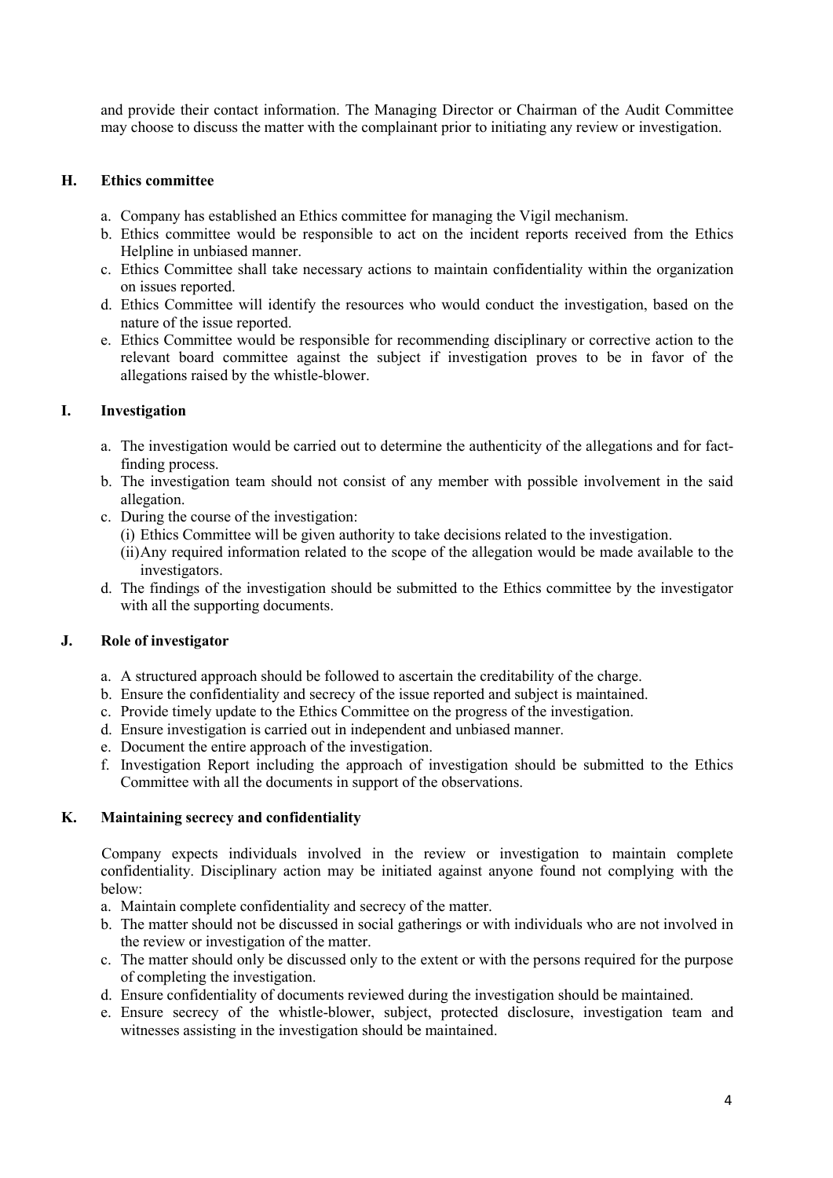and provide their contact information. The Managing Director or Chairman of the Audit Committee may choose to discuss the matter with the complainant prior to initiating any review or investigation.

## H. Ethics committee

a. Company has established an Ethics committee for managing the Vigil mechanism.
b. Ethics committee would be responsible to act on the incident reports received from the Ethics Helpline in unbiased manner.
c. Ethics Committee shall take necessary actions to maintain confidentiality within the organization on issues reported.
d. Ethics Committee will identify the resources who would conduct the investigation, based on the nature of the issue reported.
e. Ethics Committee would be responsible for recommending disciplinary or corrective action to the relevant board committee against the subject if investigation proves to be in favor of the allegations raised by the whistle-blower.

## I. Investigation

a. The investigation would be carried out to determine the authenticity of the allegations and for fact-finding process.
b. The investigation team should not consist of any member with possible involvement in the said allegation.
c. During the course of the investigation:
   (i) Ethics Committee will be given authority to take decisions related to the investigation.
   (ii) Any required information related to the scope of the allegation would be made available to the investigators.
d. The findings of the investigation should be submitted to the Ethics committee by the investigator with all the supporting documents.

## J. Role of investigator

a. A structured approach should be followed to ascertain the creditability of the charge.
b. Ensure the confidentiality and secrecy of the issue reported and subject is maintained.
c. Provide timely update to the Ethics Committee on the progress of the investigation.
d. Ensure investigation is carried out in independent and unbiased manner.
e. Document the entire approach of the investigation.
f. Investigation Report including the approach of investigation should be submitted to the Ethics Committee with all the documents in support of the observations.

## K. Maintaining secrecy and confidentiality

Company expects individuals involved in the review or investigation to maintain complete confidentiality. Disciplinary action may be initiated against anyone found not complying with the below:

a. Maintain complete confidentiality and secrecy of the matter.
b. The matter should not be discussed in social gatherings or with individuals who are not involved in the review or investigation of the matter.
c. The matter should only be discussed only to the extent or with the persons required for the purpose of completing the investigation.
d. Ensure confidentiality of documents reviewed during the investigation should be maintained.
e. Ensure secrecy of the whistle-blower, subject, protected disclosure, investigation team and witnesses assisting in the investigation should be maintained.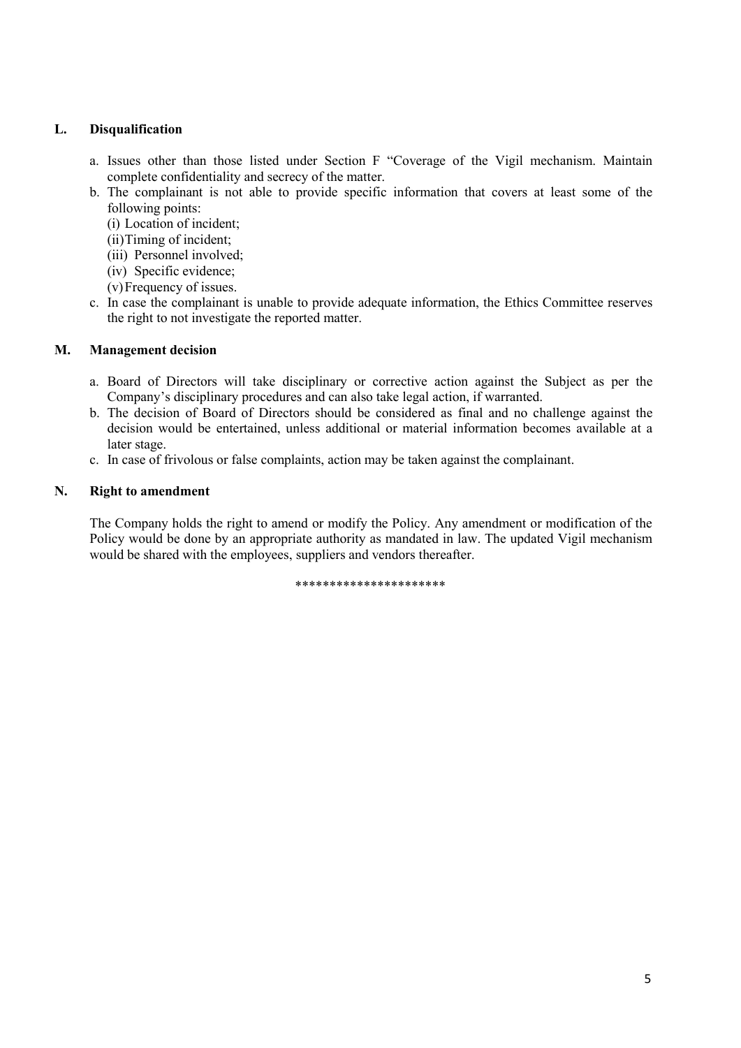## L. Disqualification

a. Issues other than those listed under Section F "Coverage of the Vigil mechanism. Maintain complete confidentiality and secrecy of the matter.
b. The complainant is not able to provide specific information that covers at least some of the following points:
   (i) Location of incident;
   (ii) Timing of incident;
   (iii) Personnel involved;
   (iv) Specific evidence;
   (v) Frequency of issues.
c. In case the complainant is unable to provide adequate information, the Ethics Committee reserves the right to not investigate the reported matter.

## M. Management decision

a. Board of Directors will take disciplinary or corrective action against the Subject as per the Company's disciplinary procedures and can also take legal action, if warranted.
b. The decision of Board of Directors should be considered as final and no challenge against the decision would be entertained, unless additional or material information becomes available at a later stage.
c. In case of frivolous or false complaints, action may be taken against the complainant.

## N. Right to amendment

The Company holds the right to amend or modify the Policy. Any amendment or modification of the Policy would be done by an appropriate authority as mandated in law. The updated Vigil mechanism would be shared with the employees, suppliers and vendors thereafter.

*********************